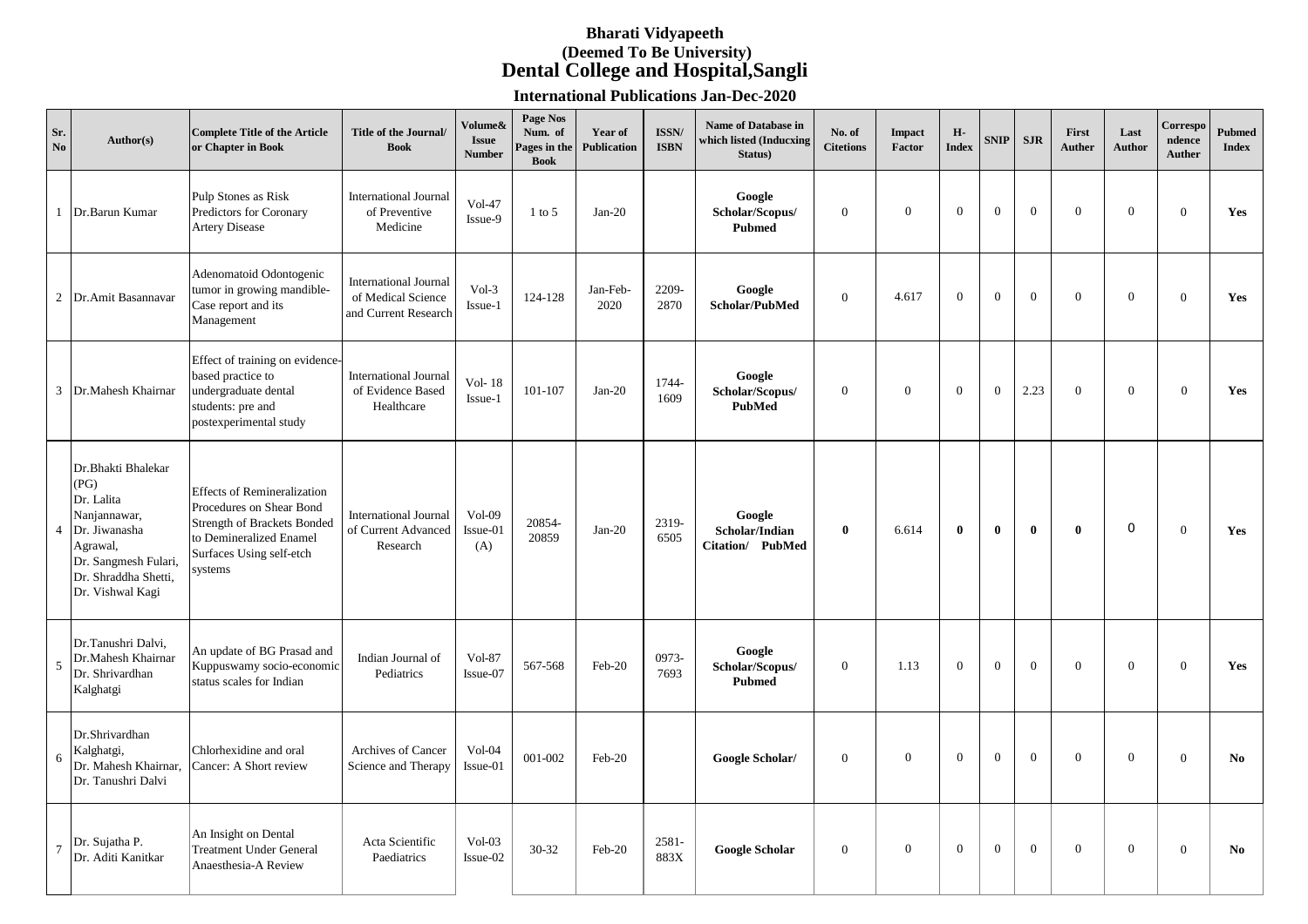# Bharati Vidyapeeth
## (Deemed To Be University)
## Dental College and Hospital,Sangli

### International Publications Jan-Dec-2020

| Sr. No | Author(s) | Complete Title of the Article or Chapter in Book | Title of the Journal/ Book | Volume& Issue Number | Page Nos Num. of Pages in the Book | Year of Publication | ISSN/ ISBN | Name of Database in which listed (Inducxing Status) | No. of Citetions | Impact Factor | H-Index | SNIP | SJR | First Auther | Last Author | Correspondence Auther | Pubmed Index |
|---|---|---|---|---|---|---|---|---|---|---|---|---|---|---|---|---|---|
| 1 | Dr.Barun Kumar | Pulp Stones as Risk Predictors for Coronary Artery Disease | International Journal of Preventive Medicine | Vol-47 Issue-9 | 1 to 5 | Jan-20 | | **Google Scholar/Scopus/ Pubmed** | 0 | 0 | 0 | 0 | 0 | 0 | 0 | 0 | **Yes** |
| 2 | Dr.Amit Basannavar | Adenomatoid Odontogenic tumor in growing mandible-Case report and its Management | International Journal of Medical Science and Current Research | Vol-3 Issue-1 | 124-128 | Jan-Feb-2020 | 2209-2870 | **Google Scholar/PubMed** | 0 | 4.617 | 0 | 0 | 0 | 0 | 0 | 0 | **Yes** |
| 3 | Dr.Mahesh Khairnar | Effect of training on evidence-based practice to undergraduate dental students: pre and postexperimental study | International Journal of Evidence Based Healthcare | Vol- 18 Issue-1 | 101-107 | Jan-20 | 1744-1609 | **Google Scholar/Scopus/ PubMed** | 0 | 0 | 0 | 0 | 2.23 | 0 | 0 | 0 | **Yes** |
| 4 | Dr.Bhakti Bhalekar (PG) Dr. Lalita Nanjannawar, Dr. Jiwanasha Agrawal, Dr. Sangmesh Fulari, Dr. Shraddha Shetti, Dr. Vishwal Kagi | Effects of Remineralization Procedures on Shear Bond Strength of Brackets Bonded to Demineralized Enamel Surfaces Using self-etch systems | International Journal of Current Advanced Research | Vol-09 Issue-01 (A) | 20854-20859 | Jan-20 | 2319-6505 | **Google Scholar/Indian Citation/ PubMed** | **0** | 6.614 | **0** | **0** | **0** | **0** | 0 | 0 | **Yes** |
| 5 | Dr.Tanushri Dalvi, Dr.Mahesh Khairnar Dr. Shrivardhan Kalghatgi | An update of BG Prasad and Kuppuswamy socio-economic status scales for Indian | Indian Journal of Pediatrics | Vol-87 Issue-07 | 567-568 | Feb-20 | 0973-7693 | **Google Scholar/Scopus/ Pubmed** | 0 | 1.13 | 0 | 0 | 0 | 0 | 0 | 0 | **Yes** |
| 6 | Dr.Shrivardhan Kalghatgi, Dr. Mahesh Khairnar, Dr. Tanushri Dalvi | Chlorhexidine and oral Cancer: A Short review | Archives of Cancer Science and Therapy | Vol-04 Issue-01 | 001-002 | Feb-20 | | **Google Scholar/** | 0 | 0 | 0 | 0 | 0 | 0 | 0 | 0 | **No** |
| 7 | Dr. Sujatha P. Dr. Aditi Kanitkar | An Insight on Dental Treatment Under General Anaesthesia-A Review | Acta Scientific Paediatrics | Vol-03 Issue-02 | 30-32 | Feb-20 | 2581-883X | **Google Scholar** | 0 | 0 | 0 | 0 | 0 | 0 | 0 | 0 | **No** |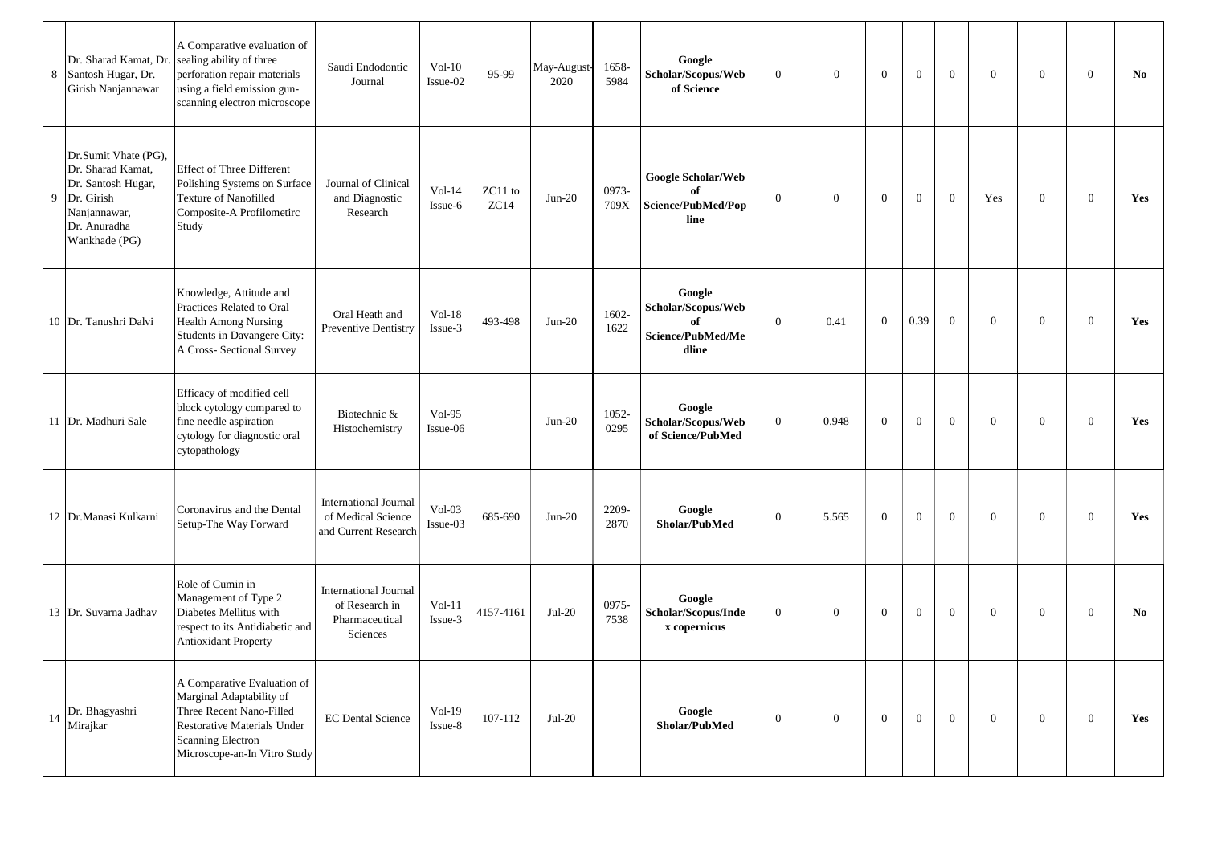| 8 | Dr. Sharad Kamat, Dr. Santosh Hugar, Dr. Girish Nanjannawar | A Comparative evaluation of sealing ability of three perforation repair materials using a field emission gun-scanning electron microscope | Saudi Endodontic Journal | Vol-10 Issue-02 | 95-99 | May-August-2020 | 1658-5984 | **Google Scholar/Scopus/Web of Science** | 0 | 0 | 0 | 0 | 0 | 0 | 0 | 0 | **No** |
|---|---|---|---|---|---|---|---|---|---|---|---|---|---|---|---|---|---|
| 9 | Dr.Sumit Vhate (PG), Dr. Sharad Kamat, Dr. Santosh Hugar, Dr. Girish Nanjannawar, Dr. Anuradha Wankhade (PG) | Effect of Three Different Polishing Systems on Surface Texture of Nanofilled Composite-A Profilometirc Study | Journal of Clinical and Diagnostic Research | Vol-14 Issue-6 | ZC11 to ZC14 | Jun-20 | 0973-709X | **Google Scholar/Web of Science/PubMed/Popline** | 0 | 0 | 0 | 0 | 0 | Yes | 0 | 0 | **Yes** |
| 10 | Dr. Tanushri Dalvi | Knowledge, Attitude and Practices Related to Oral Health Among Nursing Students in Davangere City: A Cross- Sectional Survey | Oral Heath and Preventive Dentistry | Vol-18 Issue-3 | 493-498 | Jun-20 | 1602-1622 | **Google Scholar/Scopus/Web of Science/PubMed/Medline** | 0 | 0.41 | 0 | 0.39 | 0 | 0 | 0 | 0 | **Yes** |
| 11 | Dr. Madhuri Sale | Efficacy of modified cell block cytology compared to fine needle aspiration cytology for diagnostic oral cytopathology | Biotechnic & Histochemistry | Vol-95 Issue-06 | | Jun-20 | 1052-0295 | **Google Scholar/Scopus/Web of Science/PubMed** | 0 | 0.948 | 0 | 0 | 0 | 0 | 0 | 0 | **Yes** |
| 12 | Dr.Manasi Kulkarni | Coronavirus and the Dental Setup-The Way Forward | International Journal of Medical Science and Current Research | Vol-03 Issue-03 | 685-690 | Jun-20 | 2209-2870 | **Google Sholar/PubMed** | 0 | 5.565 | 0 | 0 | 0 | 0 | 0 | 0 | **Yes** |
| 13 | Dr. Suvarna Jadhav | Role of Cumin in Management of Type 2 Diabetes Mellitus with respect to its Antidiabetic and Antioxidant Property | International Journal of Research in Pharmaceutical Sciences | Vol-11 Issue-3 | 4157-4161 | Jul-20 | 0975-7538 | **Google Scholar/Scopus/Index copernicus** | 0 | 0 | 0 | 0 | 0 | 0 | 0 | 0 | **No** |
| 14 | Dr. Bhagyashri Mirajkar | A Comparative Evaluation of Marginal Adaptability of Three Recent Nano-Filled Restorative Materials Under Scanning Electron Microscope-an-In Vitro Study | EC Dental Science | Vol-19 Issue-8 | 107-112 | Jul-20 | | **Google Sholar/PubMed** | 0 | 0 | 0 | 0 | 0 | 0 | 0 | 0 | **Yes** |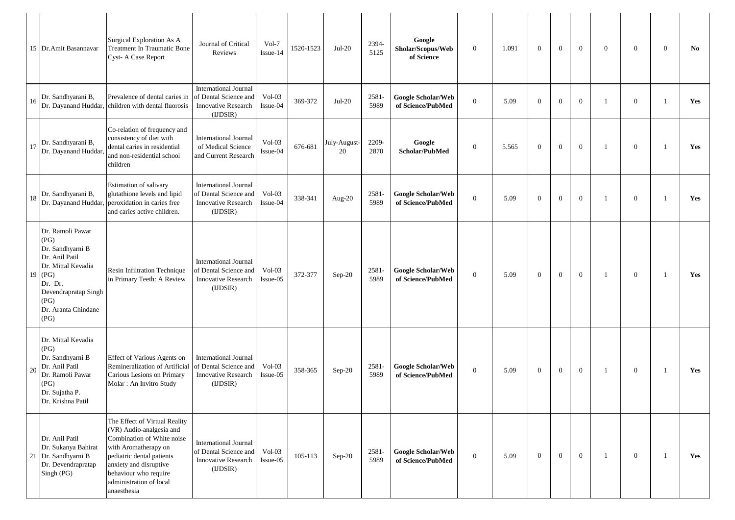| | | | | | | | | | | | | | | | | | | | |
|---|---|---|---|---|---|---|---|---|---|---|---|---|---|---|---|---|---|---|---|
| 15 | Dr.Amit Basannavar | Surgical Exploration As A Treatment In Traumatic Bone Cyst- A Case Report | Journal of Critical Reviews | Vol-7 Issue-14 | 1520-1523 | Jul-20 | 2394-5125 | **Google Sholar/Scopus/Web of Science** | 0 | 1.091 | 0 | 0 | 0 | 0 | 0 | 0 | **No** |
| 16 | Dr. Sandhyarani B, Dr. Dayanand Huddar, | Prevalence of dental caries in children with dental fluorosis | International Journal of Dental Science and Innovative Research (IJDSIR) | Vol-03 Issue-04 | 369-372 | Jul-20 | 2581-5989 | **Google Scholar/Web of Science/PubMed** | 0 | 5.09 | 0 | 0 | 0 | 1 | 0 | 1 | **Yes** |
| 17 | Dr. Sandhyarani B, Dr. Dayanand Huddar, | Co-relation of frequency and consistency of diet with dental caries in residential and non-residential school children | International Journal of Medical Science and Current Research | Vol-03 Issue-04 | 676-681 | July-August-20 | 2209-2870 | **Google Scholar/PubMed** | 0 | 5.565 | 0 | 0 | 0 | 1 | 0 | 1 | **Yes** |
| 18 | Dr. Sandhyarani B, Dr. Dayanand Huddar, | Estimation of salivary glutathione levels and lipid peroxidation in caries free and caries active children. | International Journal of Dental Science and Innovative Research (IJDSIR) | Vol-03 Issue-04 | 338-341 | Aug-20 | 2581-5989 | **Google Scholar/Web of Science/PubMed** | 0 | 5.09 | 0 | 0 | 0 | 1 | 0 | 1 | **Yes** |
| 19 | Dr. Ramoli Pawar (PG) Dr. Sandhyarni B Dr. Anil Patil Dr. Mittal Kevadia (PG) Dr. Dr. Devendrapratap Singh (PG) Dr. Aranta Chindane (PG) | Resin Infiltration Technique in Primary Teeth: A Review | International Journal of Dental Science and Innovative Research (IJDSIR) | Vol-03 Issue-05 | 372-377 | Sep-20 | 2581-5989 | **Google Scholar/Web of Science/PubMed** | 0 | 5.09 | 0 | 0 | 0 | 1 | 0 | 1 | **Yes** |
| 20 | Dr. Mittal Kevadia (PG) Dr. Sandhyarni B Dr. Anil Patil Dr. Ramoli Pawar (PG) Dr. Sujatha P. Dr. Krishna Patil | Effect of Various Agents on Remineralization of Artificial Carious Lesions on Primary Molar : An Invitro Study | International Journal of Dental Science and Innovative Research (IJDSIR) | Vol-03 Issue-05 | 358-365 | Sep-20 | 2581-5989 | **Google Scholar/Web of Science/PubMed** | 0 | 5.09 | 0 | 0 | 0 | 1 | 0 | 1 | **Yes** |
| 21 | Dr. Anil Patil Dr. Sukanya Bahirat Dr. Sandhyarni B Dr. Devendrapratap Singh (PG) | The Effect of Virtual Reality (VR) Audio-analgesia and Combination of White noise with Aromatherapy on pediatric dental patients anxiety and disruptive behaviour who require administration of local anaesthesia | International Journal of Dental Science and Innovative Research (IJDSIR) | Vol-03 Issue-05 | 105-113 | Sep-20 | 2581-5989 | **Google Scholar/Web of Science/PubMed** | 0 | 5.09 | 0 | 0 | 0 | 1 | 0 | 1 | **Yes** |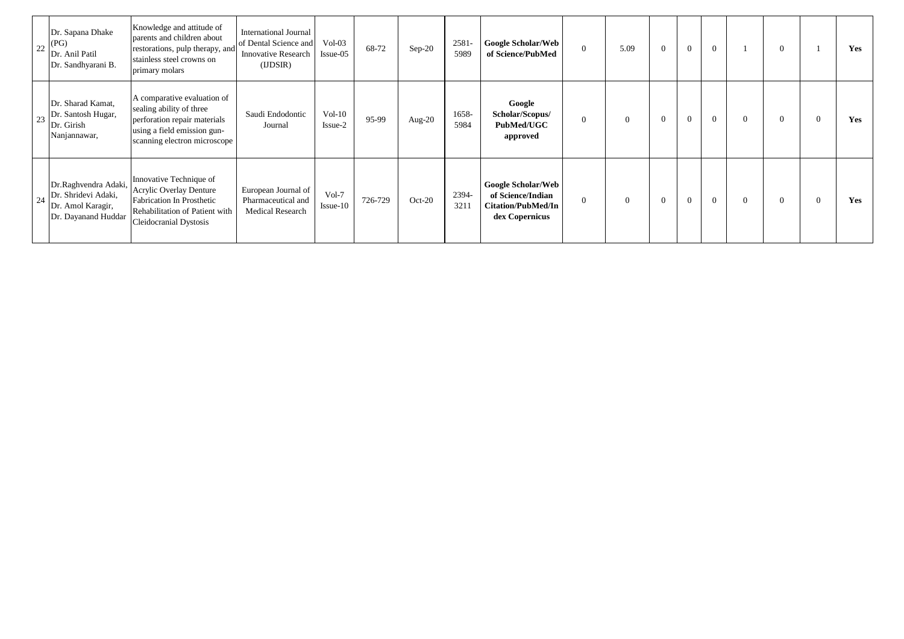| | | | | | | | | | | | | | | | | | | |
|---|---|---|---|---|---|---|---|---|---|---|---|---|---|---|---|---|---|---|
| 22 | Dr. Sapana Dhake (PG) Dr. Anil Patil Dr. Sandhyarani B. | Knowledge and attitude of parents and children about restorations, pulp therapy, and stainless steel crowns on primary molars | International Journal of Dental Science and Innovative Research (IJDSIR) | Vol-03 Issue-05 | 68-72 | Sep-20 | 2581-5989 | **Google Scholar/Web of Science/PubMed** | 0 | 5.09 | 0 | 0 | 0 | 1 | 0 | 1 | **Yes** |
| 23 | Dr. Sharad Kamat, Dr. Santosh Hugar, Dr. Girish Nanjannawar, | A comparative evaluation of sealing ability of three perforation repair materials using a field emission gun-scanning electron microscope | Saudi Endodontic Journal | Vol-10 Issue-2 | 95-99 | Aug-20 | 1658-5984 | **Google Scholar/Scopus/ PubMed/UGC approved** | 0 | 0 | 0 | 0 | 0 | 0 | 0 | 0 | **Yes** |
| 24 | Dr.Raghvendra Adaki, Dr. Shridevi Adaki, Dr. Amol Karagir, Dr. Dayanand Huddar | Innovative Technique of Acrylic Overlay Denture Fabrication In Prosthetic Rehabilitation of Patient with Cleidocranial Dystosis | European Journal of Pharmaceutical and Medical Research | Vol-7 Issue-10 | 726-729 | Oct-20 | 2394-3211 | **Google Scholar/Web of Science/Indian Citation/PubMed/Index Copernicus** | 0 | 0 | 0 | 0 | 0 | 0 | 0 | 0 | **Yes** |